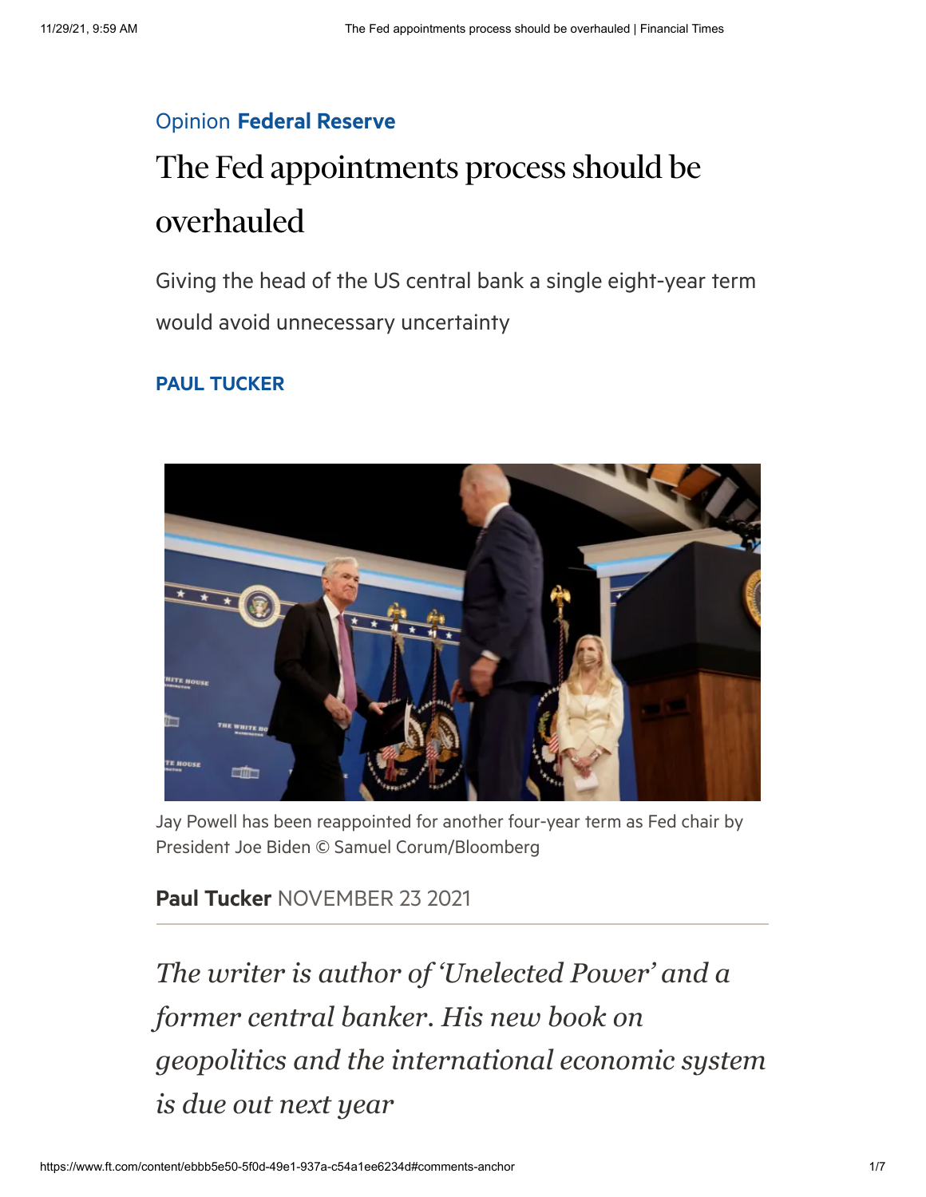Opinion **Federal Reserve**

# The Fed appointments process should be overhauled

Giving the head of the US central bank a single eight-year term would avoid unnecessary uncertainty

**PAUL TUCKER**

Jay Powell has been reappointed for another four-year term as Fed chair by President Joe Biden © Samuel Corum/Bloomberg

**Paul Tucker** NOVEMBER 23 2021

*The writer is author of 'Unelected Power' and a former central banker. His new book on geopolitics and the international economic system is due out next year*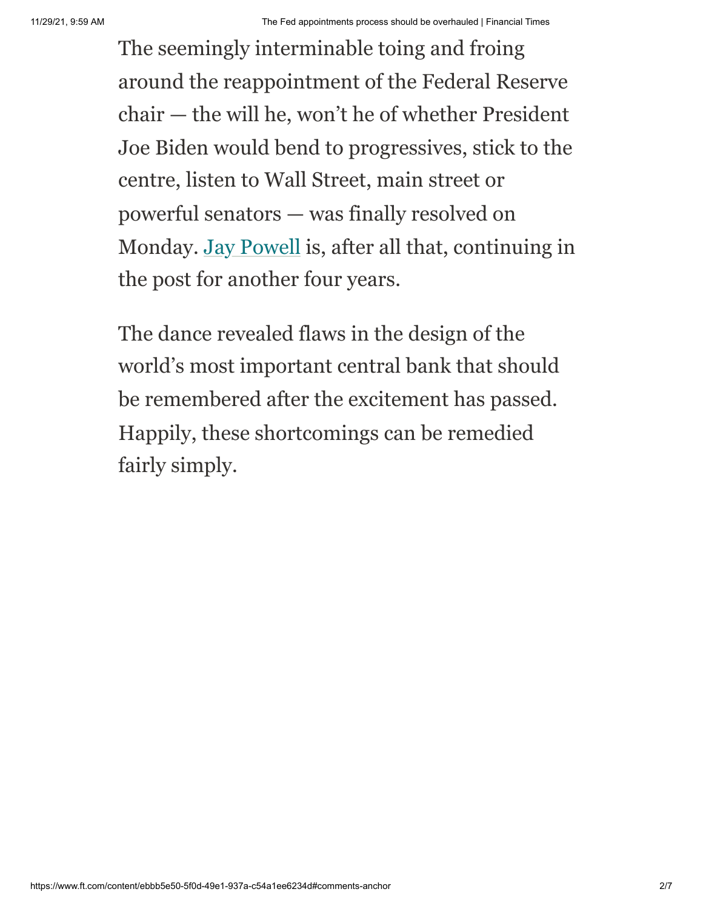The seemingly interminable toing and froing around the reappointment of the Federal Reserve chair — the will he, won't he of whether President Joe Biden would bend to progressives, stick to the centre, listen to Wall Street, main street or powerful senators — was finally resolved on Monday. Jay Powell is, after all that, continuing in the post for another four years.

The dance revealed flaws in the design of the world's most important central bank that should be remembered after the excitement has passed. Happily, these shortcomings can be remedied fairly simply.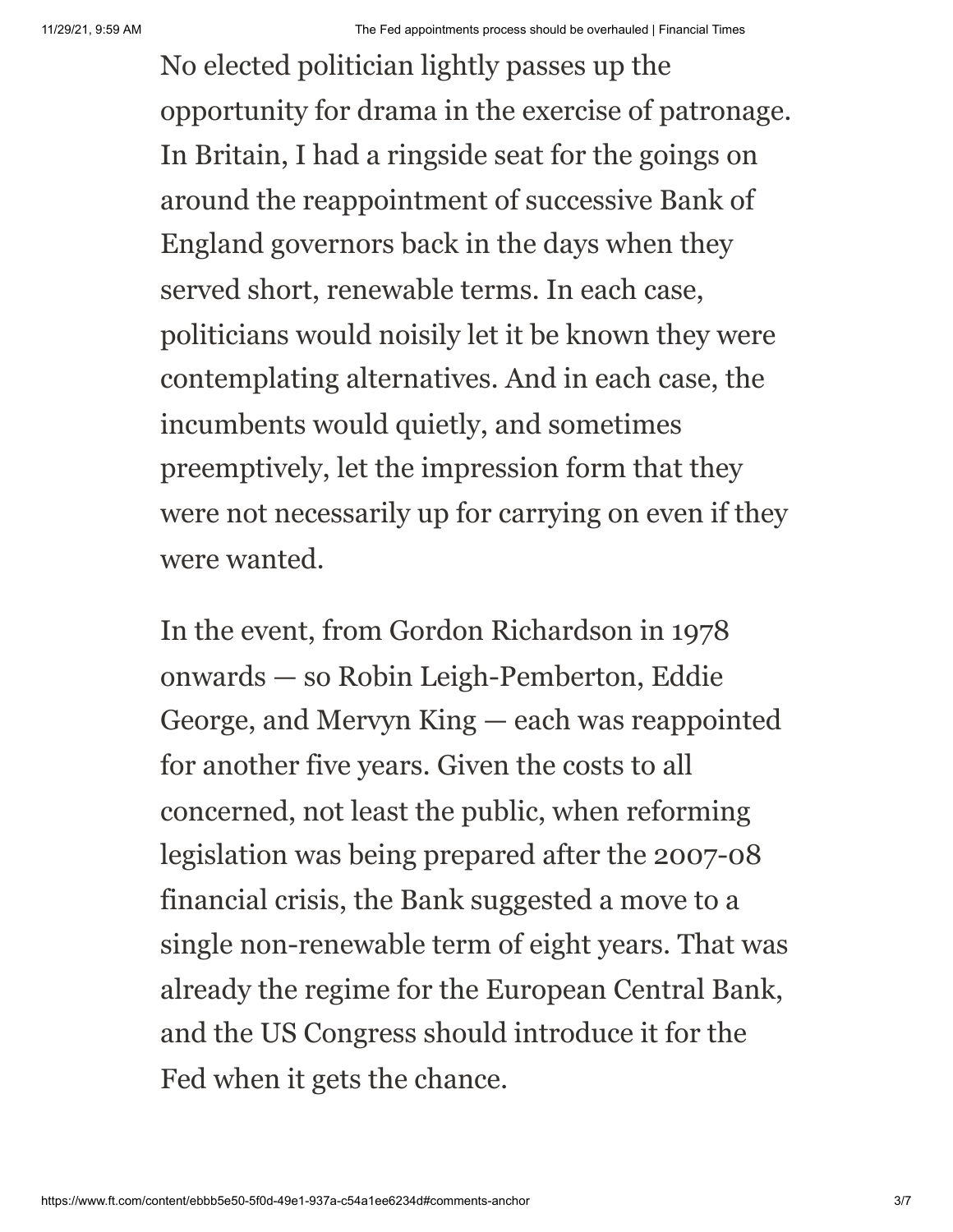No elected politician lightly passes up the opportunity for drama in the exercise of patronage. In Britain, I had a ringside seat for the goings on around the reappointment of successive Bank of England governors back in the days when they served short, renewable terms. In each case, politicians would noisily let it be known they were contemplating alternatives. And in each case, the incumbents would quietly, and sometimes preemptively, let the impression form that they were not necessarily up for carrying on even if they were wanted.

In the event, from Gordon Richardson in 1978 onwards — so Robin Leigh-Pemberton, Eddie George, and Mervyn King — each was reappointed for another five years. Given the costs to all concerned, not least the public, when reforming legislation was being prepared after the 2007-08 financial crisis, the Bank suggested a move to a single non-renewable term of eight years. That was already the regime for the European Central Bank, and the US Congress should introduce it for the Fed when it gets the chance.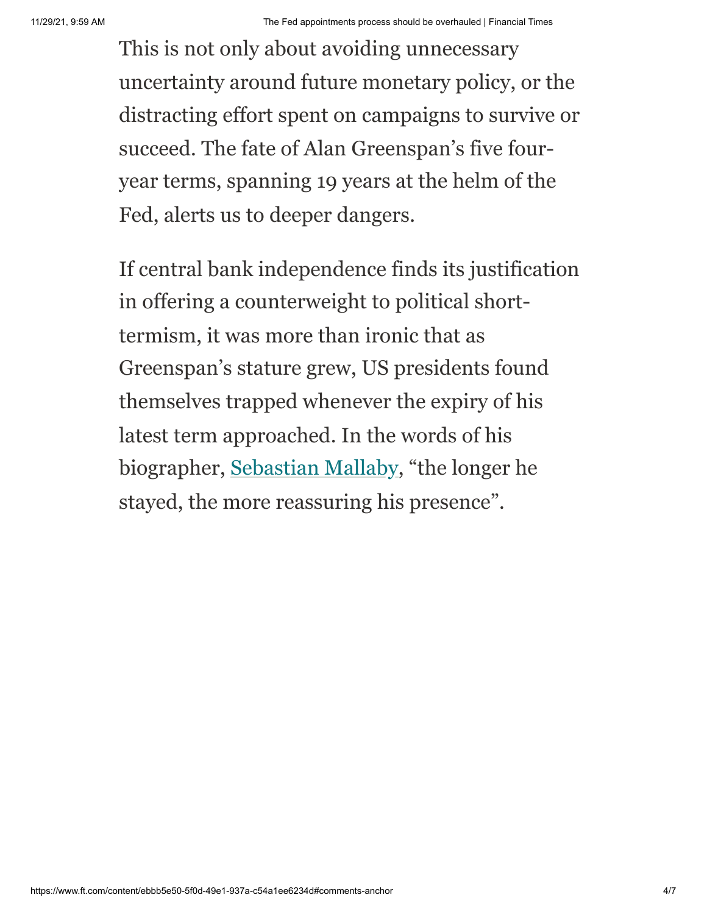This is not only about avoiding unnecessary uncertainty around future monetary policy, or the distracting effort spent on campaigns to survive or succeed. The fate of Alan Greenspan's five four-year terms, spanning 19 years at the helm of the Fed, alerts us to deeper dangers.

If central bank independence finds its justification in offering a counterweight to political short-termism, it was more than ironic that as Greenspan's stature grew, US presidents found themselves trapped whenever the expiry of his latest term approached. In the words of his biographer, Sebastian Mallaby, "the longer he stayed, the more reassuring his presence".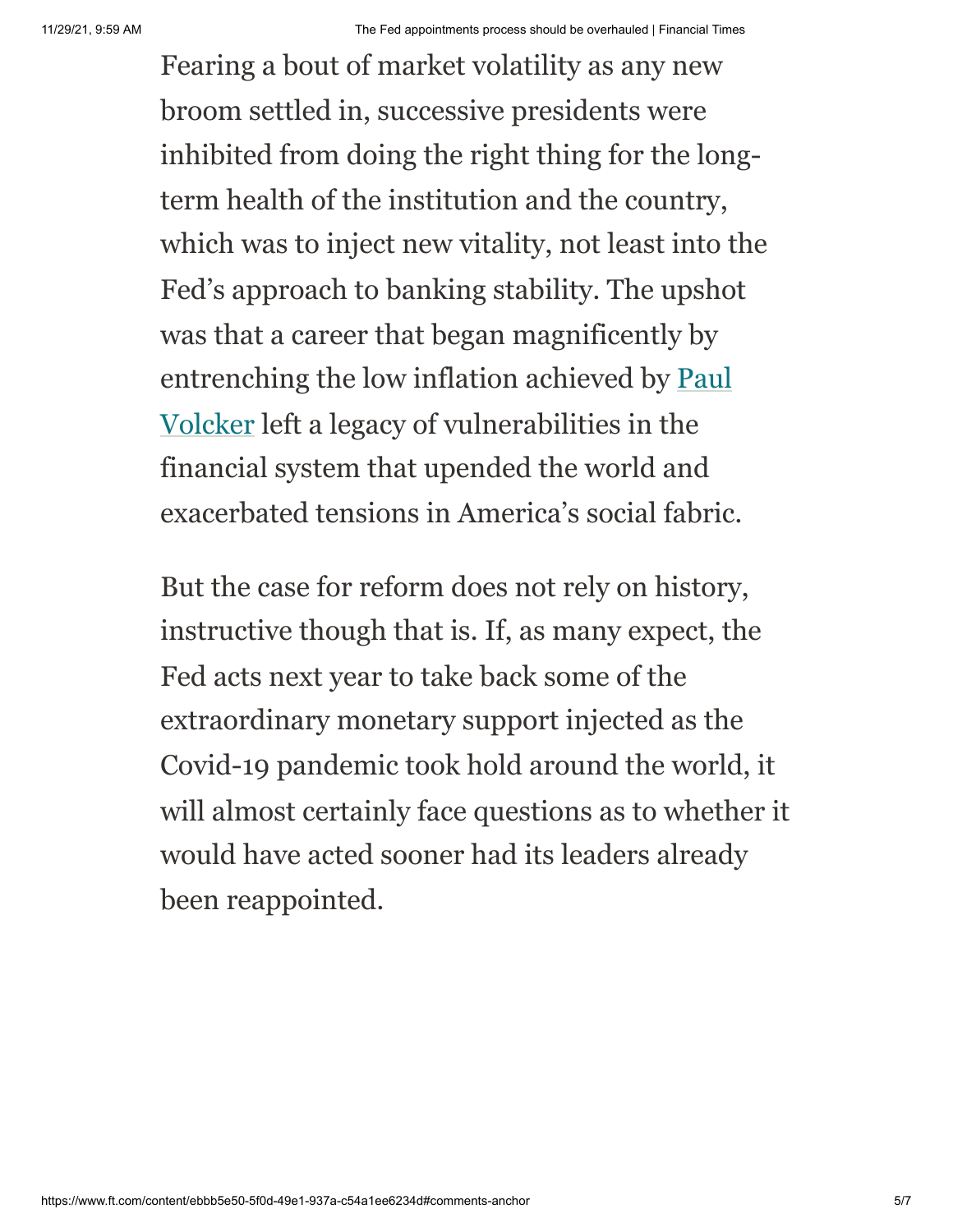Fearing a bout of market volatility as any new broom settled in, successive presidents were inhibited from doing the right thing for the long-term health of the institution and the country, which was to inject new vitality, not least into the Fed's approach to banking stability. The upshot was that a career that began magnificently by entrenching the low inflation achieved by Paul Volcker left a legacy of vulnerabilities in the financial system that upended the world and exacerbated tensions in America's social fabric.

But the case for reform does not rely on history, instructive though that is. If, as many expect, the Fed acts next year to take back some of the extraordinary monetary support injected as the Covid-19 pandemic took hold around the world, it will almost certainly face questions as to whether it would have acted sooner had its leaders already been reappointed.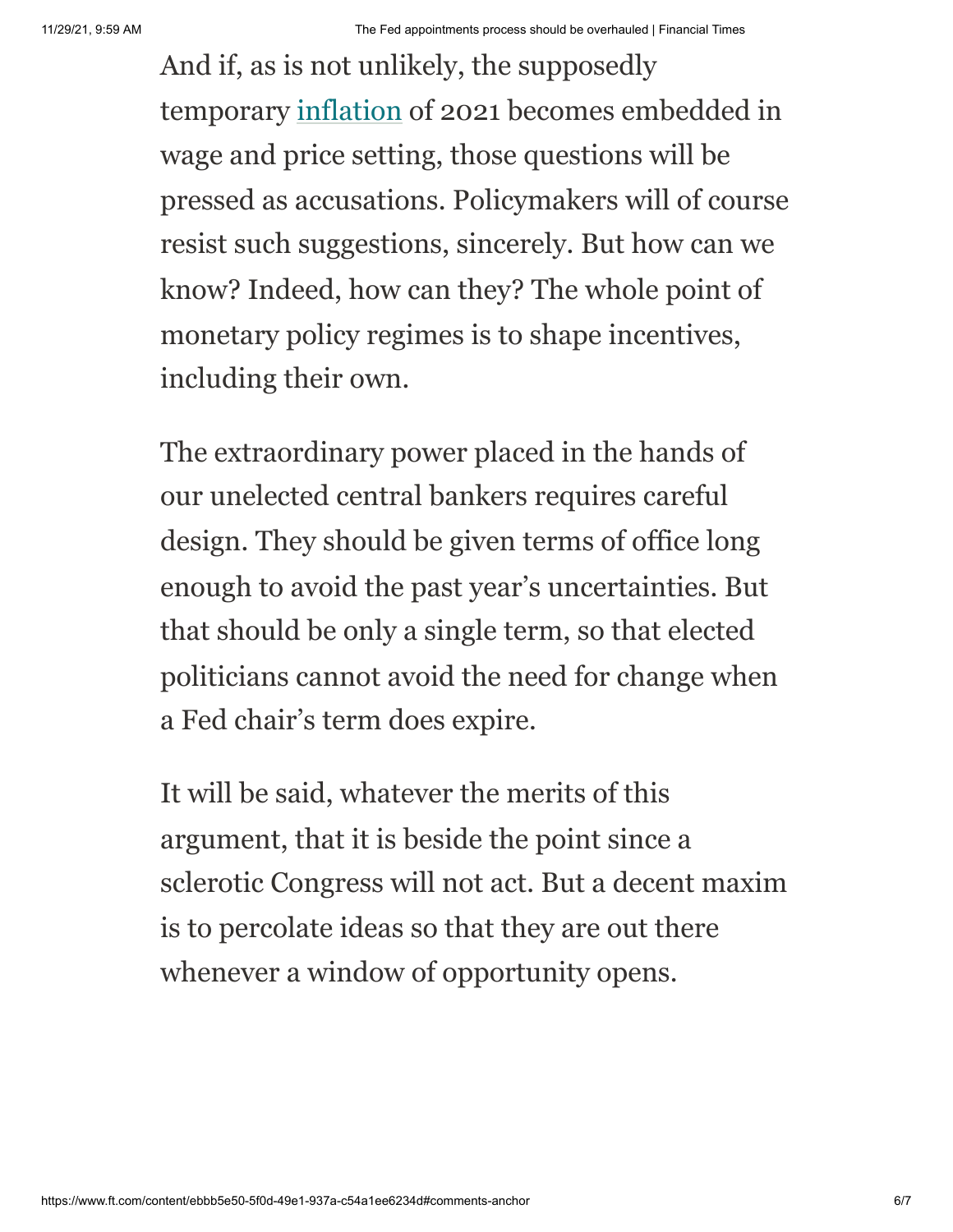And if, as is not unlikely, the supposedly temporary inflation of 2021 becomes embedded in wage and price setting, those questions will be pressed as accusations. Policymakers will of course resist such suggestions, sincerely. But how can we know? Indeed, how can they? The whole point of monetary policy regimes is to shape incentives, including their own.

The extraordinary power placed in the hands of our unelected central bankers requires careful design. They should be given terms of office long enough to avoid the past year's uncertainties. But that should be only a single term, so that elected politicians cannot avoid the need for change when a Fed chair's term does expire.

It will be said, whatever the merits of this argument, that it is beside the point since a sclerotic Congress will not act. But a decent maxim is to percolate ideas so that they are out there whenever a window of opportunity opens.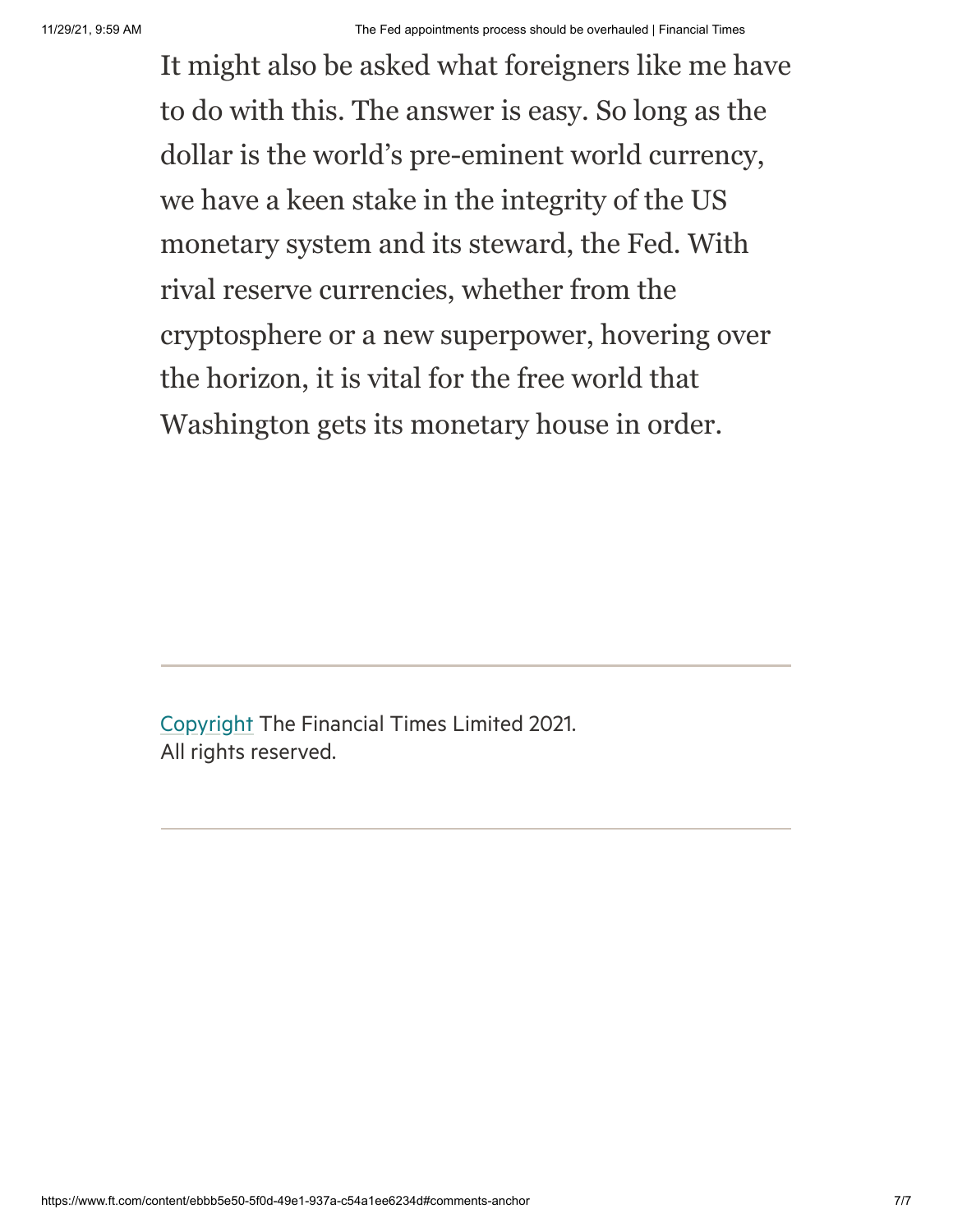It might also be asked what foreigners like me have to do with this. The answer is easy. So long as the dollar is the world's pre-eminent world currency, we have a keen stake in the integrity of the US monetary system and its steward, the Fed. With rival reserve currencies, whether from the cryptosphere or a new superpower, hovering over the horizon, it is vital for the free world that Washington gets its monetary house in order.

---

Copyright The Financial Times Limited 2021.
All rights reserved.